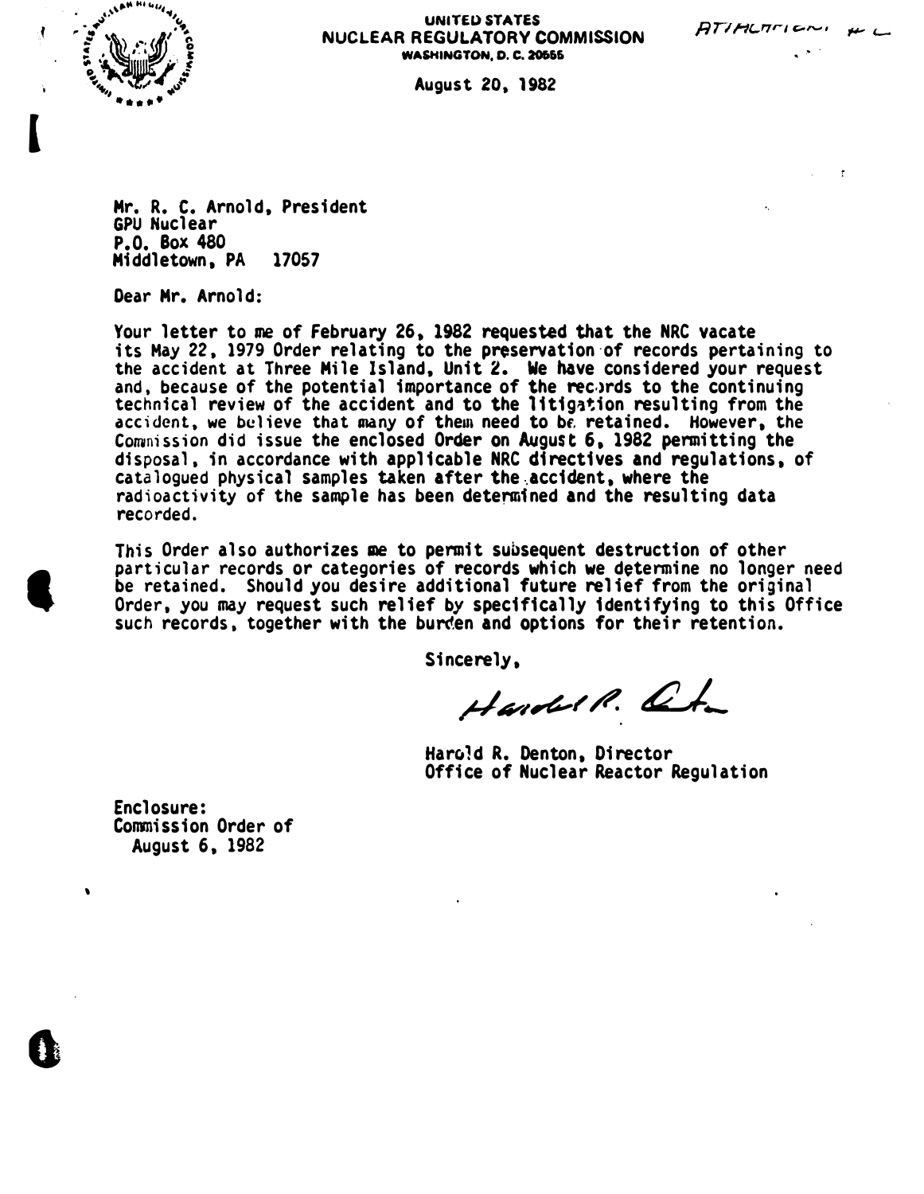UNITED STATES
NUCLEAR REGULATORY COMMISSION
WASHINGTON, D. C. 20555

August 20, 1982

ATTACHMENT #1

Mr. R. C. Arnold, President
GPU Nuclear
P.O. Box 480
Middletown, PA 17057

Dear Mr. Arnold:

Your letter to me of February 26, 1982 requested that the NRC vacate its May 22, 1979 Order relating to the preservation of records pertaining to the accident at Three Mile Island, Unit 2. We have considered your request and, because of the potential importance of the records to the continuing technical review of the accident and to the litigation resulting from the accident, we believe that many of them need to be retained. However, the Commission did issue the enclosed Order on August 6, 1982 permitting the disposal, in accordance with applicable NRC directives and regulations, of catalogued physical samples taken after the accident, where the radioactivity of the sample has been determined and the resulting data recorded.

This Order also authorizes me to permit subsequent destruction of other particular records or categories of records which we determine no longer need be retained. Should you desire additional future relief from the original Order, you may request such relief by specifically identifying to this Office such records, together with the burden and options for their retention.

Sincerely,

Harold R. Denton

Harold R. Denton, Director
Office of Nuclear Reactor Regulation

Enclosure:
Commission Order of
August 6, 1982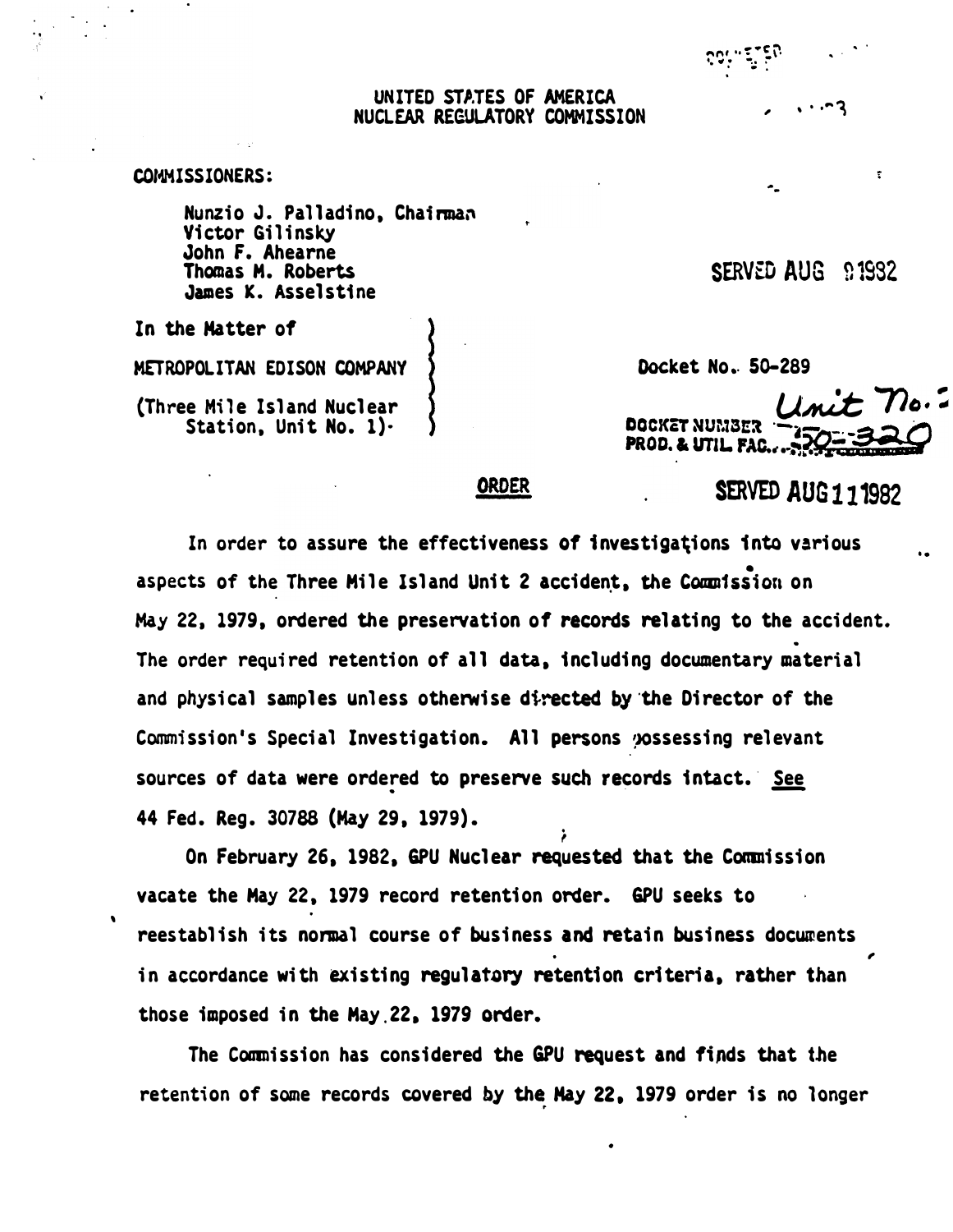UNITED STATES OF AMERICA
NUCLEAR REGULATORY COMMISSION

COMMISSIONERS:

Nunzio J. Palladino, Chairman
Victor Gilinsky
John F. Ahearne
Thomas M. Roberts
James K. Asselstine

SERVED AUG 9 1982

In the Matter of

METROPOLITAN EDISON COMPANY

(Three Mile Island Nuclear Station, Unit No. 1)

Docket No. 50-289

DOCKET NUMBER PROD. & UTIL FAC. 50-320 Unit No. 2

SERVED AUG 11 1982

## ORDER

In order to assure the effectiveness of investigations into various aspects of the Three Mile Island Unit 2 accident, the Commission on May 22, 1979, ordered the preservation of records relating to the accident. The order required retention of all data, including documentary material and physical samples unless otherwise directed by the Director of the Commission's Special Investigation. All persons possessing relevant sources of data were ordered to preserve such records intact. See 44 Fed. Reg. 30788 (May 29, 1979).

On February 26, 1982, GPU Nuclear requested that the Commission vacate the May 22, 1979 record retention order. GPU seeks to reestablish its normal course of business and retain business documents in accordance with existing regulatory retention criteria, rather than those imposed in the May 22, 1979 order.

The Commission has considered the GPU request and finds that the retention of some records covered by the May 22, 1979 order is no longer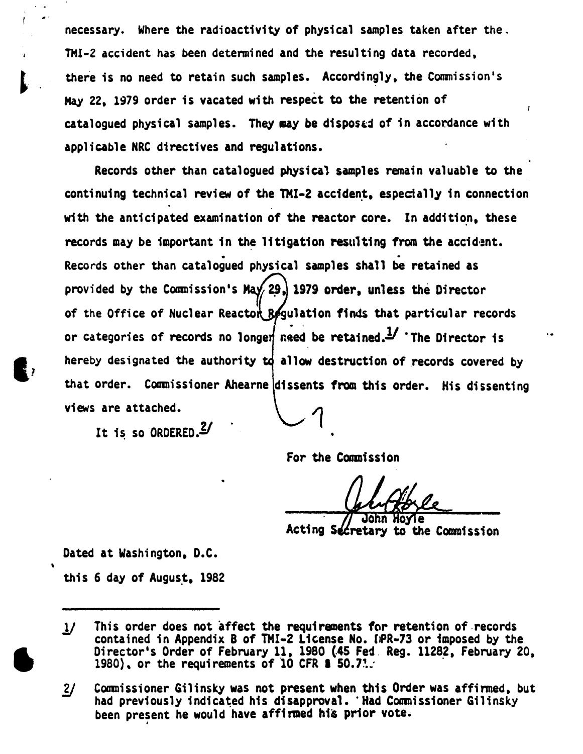necessary. Where the radioactivity of physical samples taken after the TMI-2 accident has been determined and the resulting data recorded, there is no need to retain such samples. Accordingly, the Commission's May 22, 1979 order is vacated with respect to the retention of catalogued physical samples. They may be disposed of in accordance with applicable NRC directives and regulations.

Records other than catalogued physical samples remain valuable to the continuing technical review of the TMI-2 accident, especially in connection with the anticipated examination of the reactor core. In addition, these records may be important in the litigation resulting from the accident. Records other than catalogued physical samples shall be retained as provided by the Commission's May 29, 1979 order, unless the Director of the Office of Nuclear Reactor Regulation finds that particular records or categories of records no longer need be retained.[1] The Director is hereby designated the authority to allow destruction of records covered by that order. Commissioner Ahearne dissents from this order. His dissenting views are attached.

It is so ORDERED.[2]

For the Commission

John Hoyle
Acting Secretary to the Commission

Dated at Washington, D.C.
this 6 day of August, 1982

---

1/ This order does not affect the requirements for retention of records contained in Appendix B of TMI-2 License No. DPR-73 or imposed by the Director's Order of February 11, 1980 (45 Fed. Reg. 11282, February 20, 1980), or the requirements of 10 CFR § 50.71.

2/ Commissioner Gilinsky was not present when this Order was affirmed, but had previously indicated his disapproval. Had Commissioner Gilinsky been present he would have affirmed his prior vote.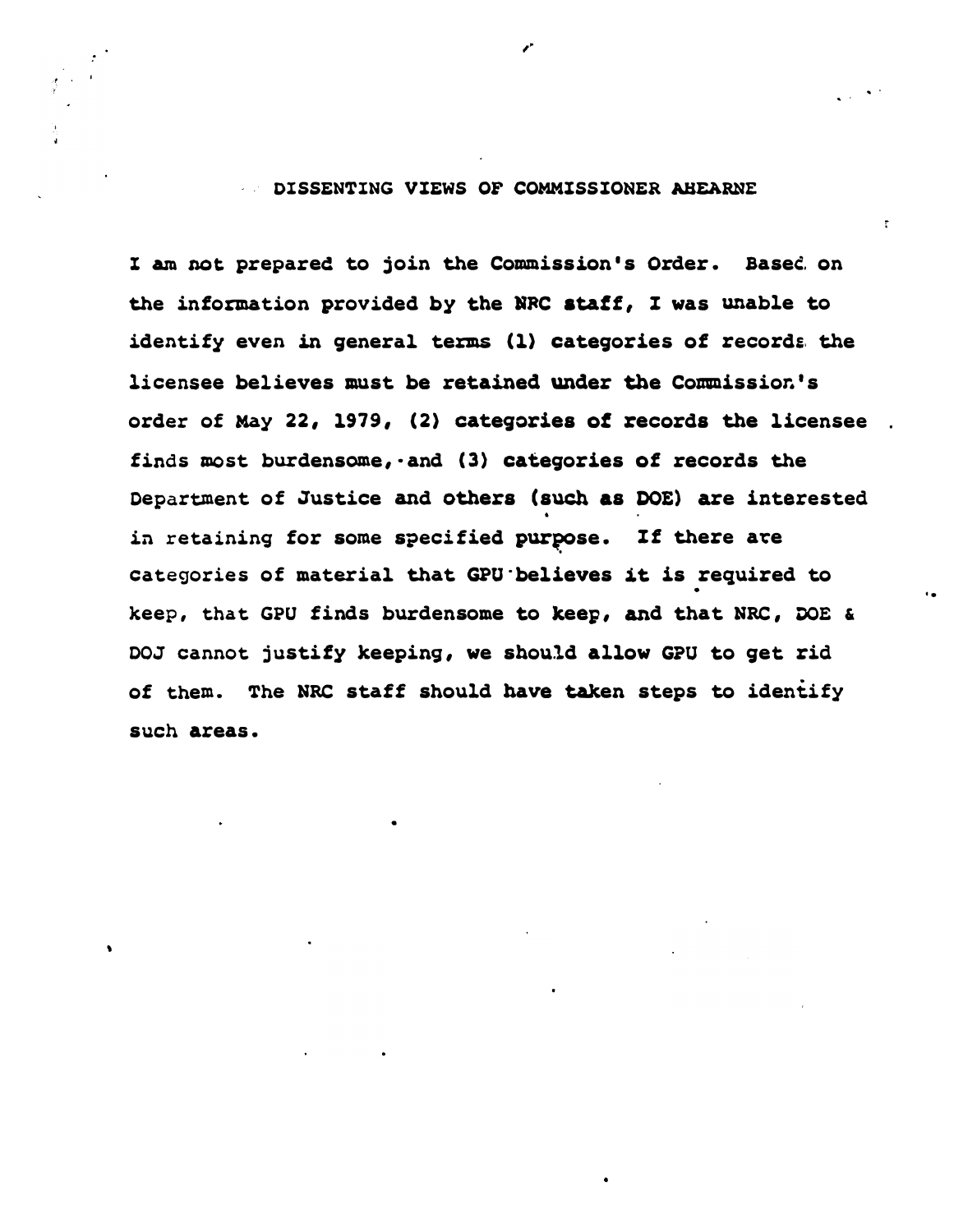## DISSENTING VIEWS OF COMMISSIONER AHEARNE

I am not prepared to join the Commission's Order. Based on the information provided by the NRC staff, I was unable to identify even in general terms (1) categories of records the licensee believes must be retained under the Commission's order of May 22, 1979, (2) categories of records the licensee finds most burdensome, and (3) categories of records the Department of Justice and others (such as DOE) are interested in retaining for some specified purpose. If there are categories of material that GPU believes it is required to keep, that GPU finds burdensome to keep, and that NRC, DOE & DOJ cannot justify keeping, we should allow GPU to get rid of them. The NRC staff should have taken steps to identify such areas.